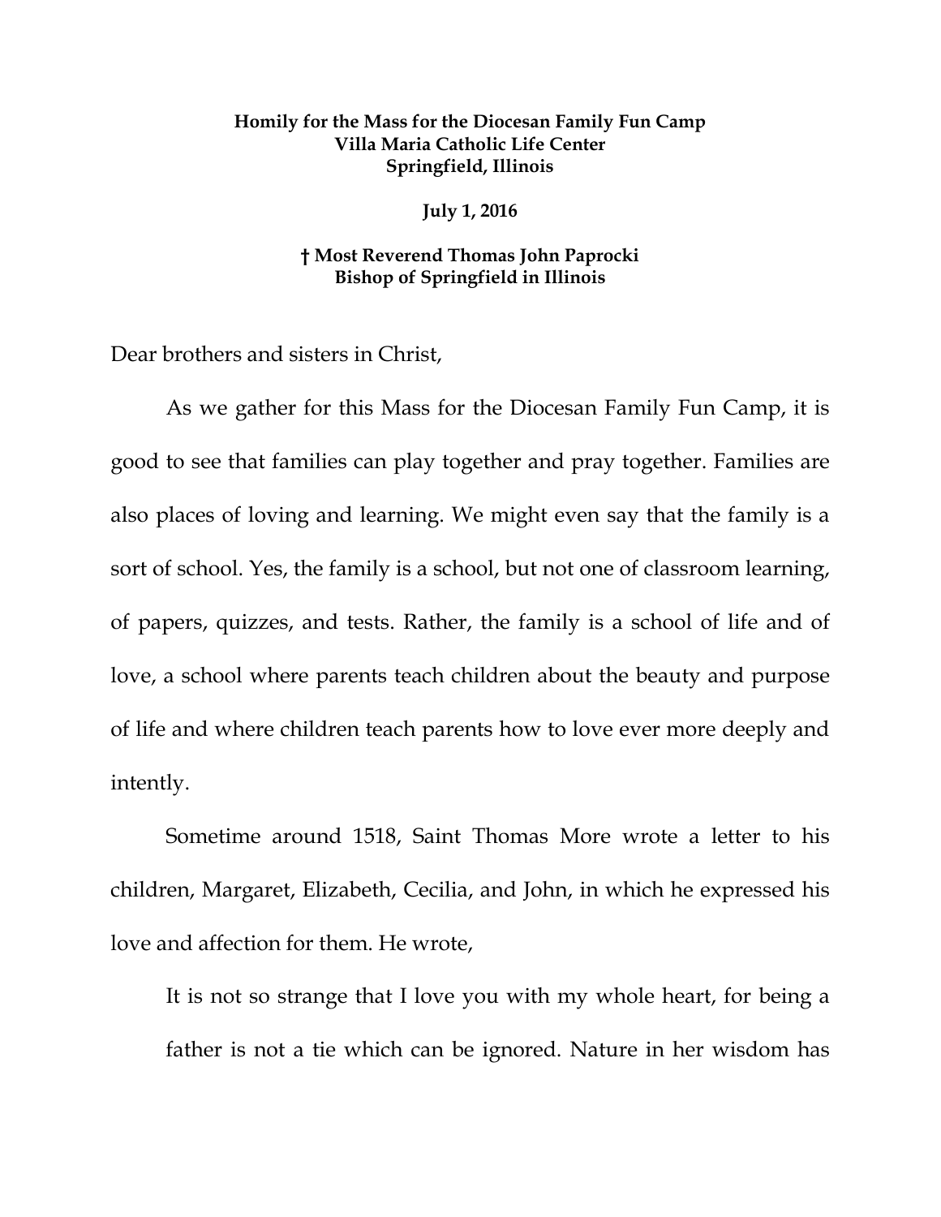**Homily for the Mass for the Diocesan Family Fun Camp**
**Villa Maria Catholic Life Center**
**Springfield, Illinois**

**July 1, 2016**

**† Most Reverend Thomas John Paprocki**
**Bishop of Springfield in Illinois**

Dear brothers and sisters in Christ,

As we gather for this Mass for the Diocesan Family Fun Camp, it is good to see that families can play together and pray together. Families are also places of loving and learning. We might even say that the family is a sort of school. Yes, the family is a school, but not one of classroom learning, of papers, quizzes, and tests. Rather, the family is a school of life and of love, a school where parents teach children about the beauty and purpose of life and where children teach parents how to love ever more deeply and intently.

Sometime around 1518, Saint Thomas More wrote a letter to his children, Margaret, Elizabeth, Cecilia, and John, in which he expressed his love and affection for them. He wrote,

> It is not so strange that I love you with my whole heart, for being a father is not a tie which can be ignored. Nature in her wisdom has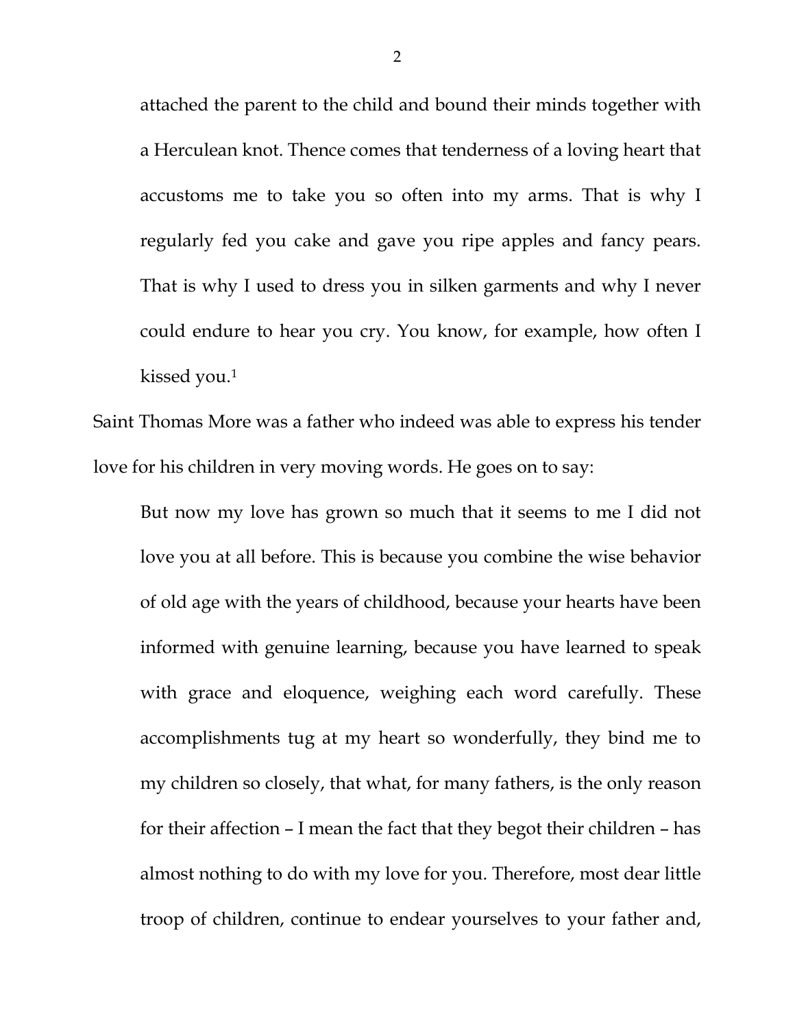> attached the parent to the child and bound their minds together with a Herculean knot. Thence comes that tenderness of a loving heart that accustoms me to take you so often into my arms. That is why I regularly fed you cake and gave you ripe apples and fancy pears. That is why I used to dress you in silken garments and why I never could endure to hear you cry. You know, for example, how often I kissed you.[1]

Saint Thomas More was a father who indeed was able to express his tender love for his children in very moving words. He goes on to say:

> But now my love has grown so much that it seems to me I did not love you at all before. This is because you combine the wise behavior of old age with the years of childhood, because your hearts have been informed with genuine learning, because you have learned to speak with grace and eloquence, weighing each word carefully. These accomplishments tug at my heart so wonderfully, they bind me to my children so closely, that what, for many fathers, is the only reason for their affection – I mean the fact that they begot their children – has almost nothing to do with my love for you. Therefore, most dear little troop of children, continue to endear yourselves to your father and,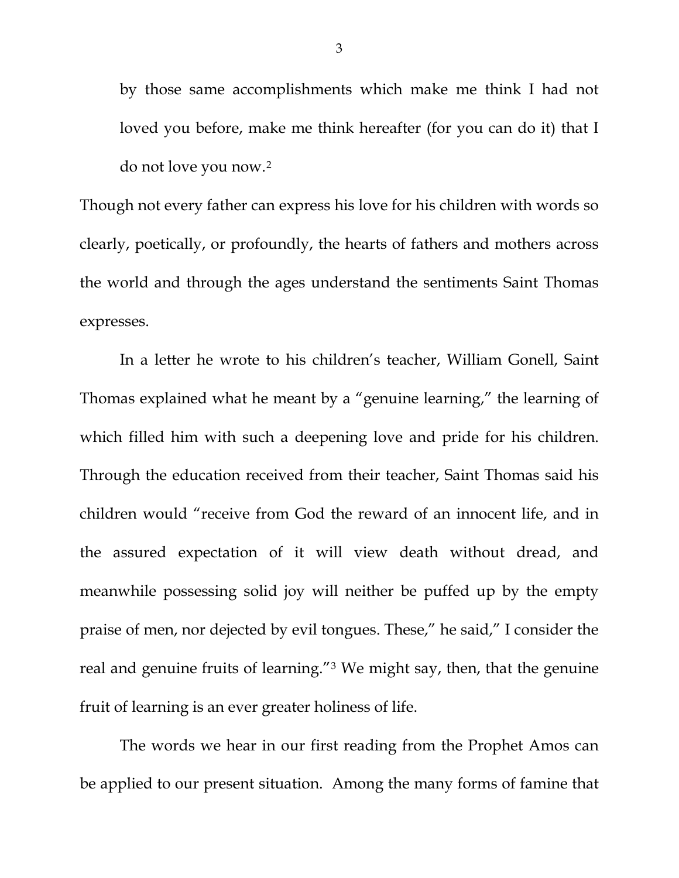> by those same accomplishments which make me think I had not loved you before, make me think hereafter (for you can do it) that I do not love you now.[2]

Though not every father can express his love for his children with words so clearly, poetically, or profoundly, the hearts of fathers and mothers across the world and through the ages understand the sentiments Saint Thomas expresses.

In a letter he wrote to his children's teacher, William Gonell, Saint Thomas explained what he meant by a "genuine learning," the learning of which filled him with such a deepening love and pride for his children. Through the education received from their teacher, Saint Thomas said his children would "receive from God the reward of an innocent life, and in the assured expectation of it will view death without dread, and meanwhile possessing solid joy will neither be puffed up by the empty praise of men, nor dejected by evil tongues. These," he said," I consider the real and genuine fruits of learning."[3] We might say, then, that the genuine fruit of learning is an ever greater holiness of life.

The words we hear in our first reading from the Prophet Amos can be applied to our present situation. Among the many forms of famine that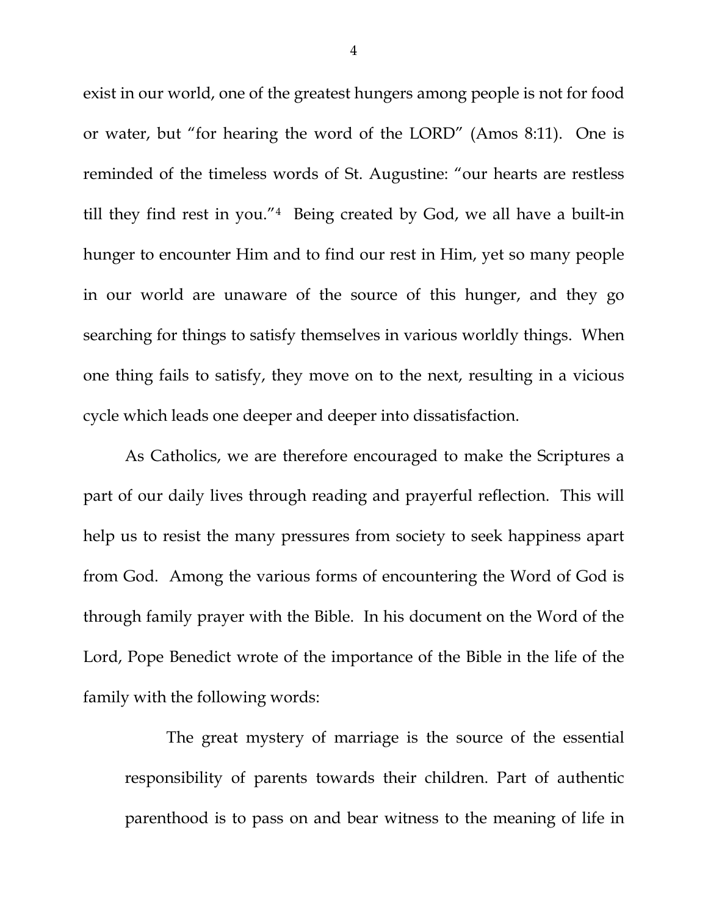exist in our world, one of the greatest hungers among people is not for food or water, but "for hearing the word of the LORD" (Amos 8:11). One is reminded of the timeless words of St. Augustine: "our hearts are restless till they find rest in you."[4] Being created by God, we all have a built-in hunger to encounter Him and to find our rest in Him, yet so many people in our world are unaware of the source of this hunger, and they go searching for things to satisfy themselves in various worldly things. When one thing fails to satisfy, they move on to the next, resulting in a vicious cycle which leads one deeper and deeper into dissatisfaction.

As Catholics, we are therefore encouraged to make the Scriptures a part of our daily lives through reading and prayerful reflection. This will help us to resist the many pressures from society to seek happiness apart from God. Among the various forms of encountering the Word of God is through family prayer with the Bible. In his document on the Word of the Lord, Pope Benedict wrote of the importance of the Bible in the life of the family with the following words:

> The great mystery of marriage is the source of the essential responsibility of parents towards their children. Part of authentic parenthood is to pass on and bear witness to the meaning of life in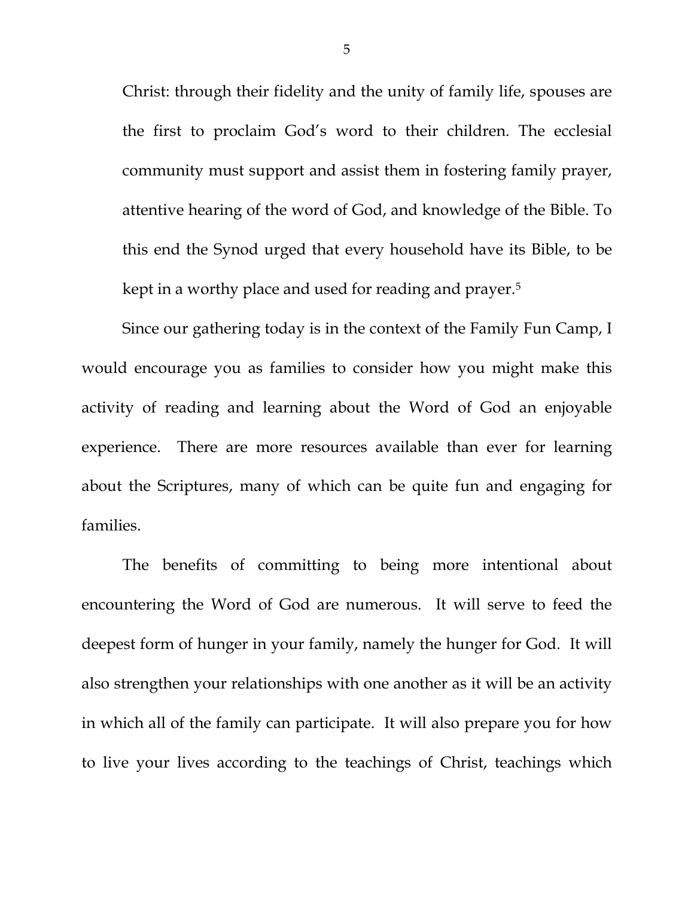Christ: through their fidelity and the unity of family life, spouses are the first to proclaim God's word to their children. The ecclesial community must support and assist them in fostering family prayer, attentive hearing of the word of God, and knowledge of the Bible. To this end the Synod urged that every household have its Bible, to be kept in a worthy place and used for reading and prayer.[5]

Since our gathering today is in the context of the Family Fun Camp, I would encourage you as families to consider how you might make this activity of reading and learning about the Word of God an enjoyable experience. There are more resources available than ever for learning about the Scriptures, many of which can be quite fun and engaging for families.

The benefits of committing to being more intentional about encountering the Word of God are numerous. It will serve to feed the deepest form of hunger in your family, namely the hunger for God. It will also strengthen your relationships with one another as it will be an activity in which all of the family can participate. It will also prepare you for how to live your lives according to the teachings of Christ, teachings which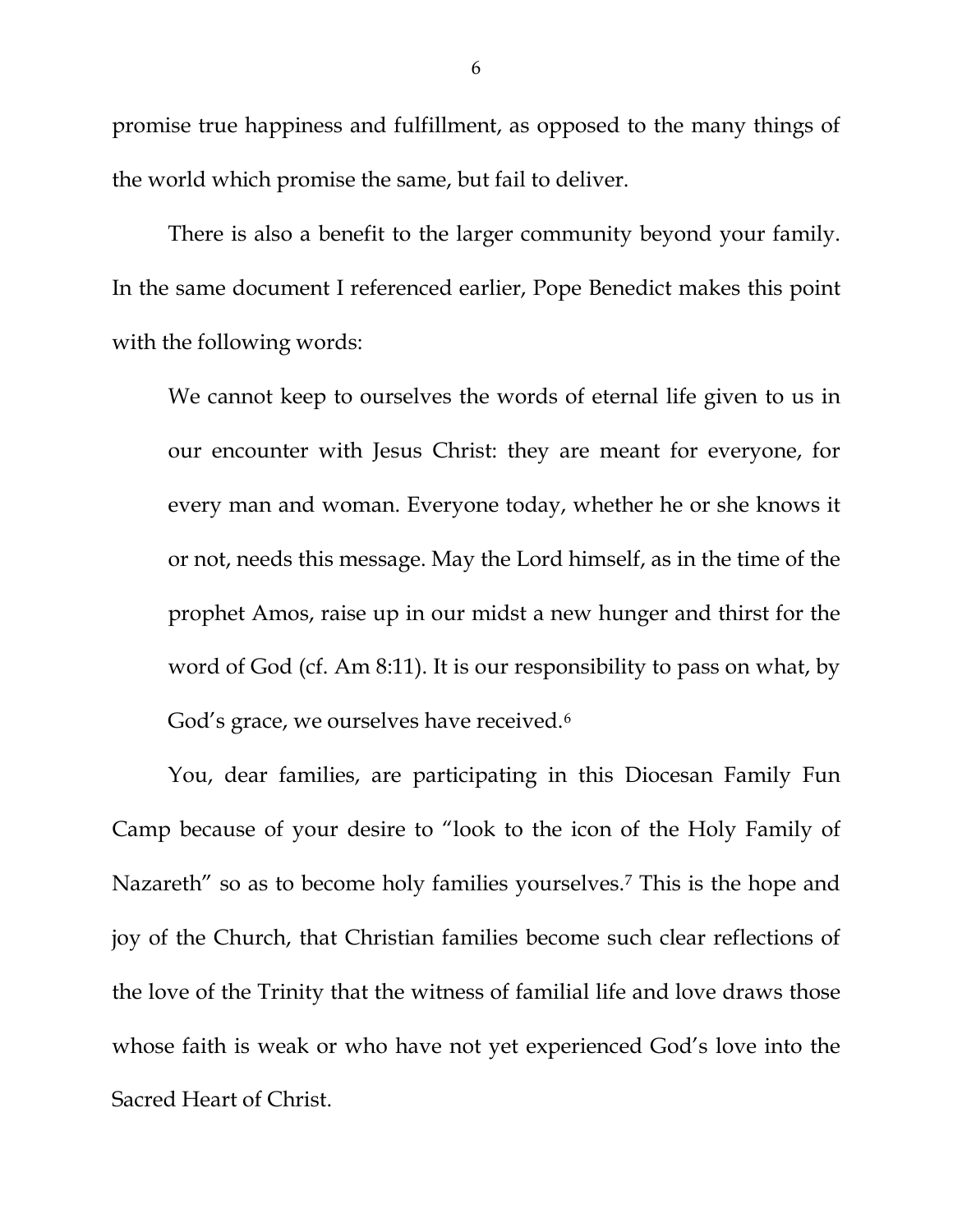promise true happiness and fulfillment, as opposed to the many things of the world which promise the same, but fail to deliver.

There is also a benefit to the larger community beyond your family. In the same document I referenced earlier, Pope Benedict makes this point with the following words:

> We cannot keep to ourselves the words of eternal life given to us in our encounter with Jesus Christ: they are meant for everyone, for every man and woman. Everyone today, whether he or she knows it or not, needs this message. May the Lord himself, as in the time of the prophet Amos, raise up in our midst a new hunger and thirst for the word of God (cf. Am 8:11). It is our responsibility to pass on what, by God's grace, we ourselves have received.[6]

You, dear families, are participating in this Diocesan Family Fun Camp because of your desire to "look to the icon of the Holy Family of Nazareth" so as to become holy families yourselves.[7] This is the hope and joy of the Church, that Christian families become such clear reflections of the love of the Trinity that the witness of familial life and love draws those whose faith is weak or who have not yet experienced God's love into the Sacred Heart of Christ.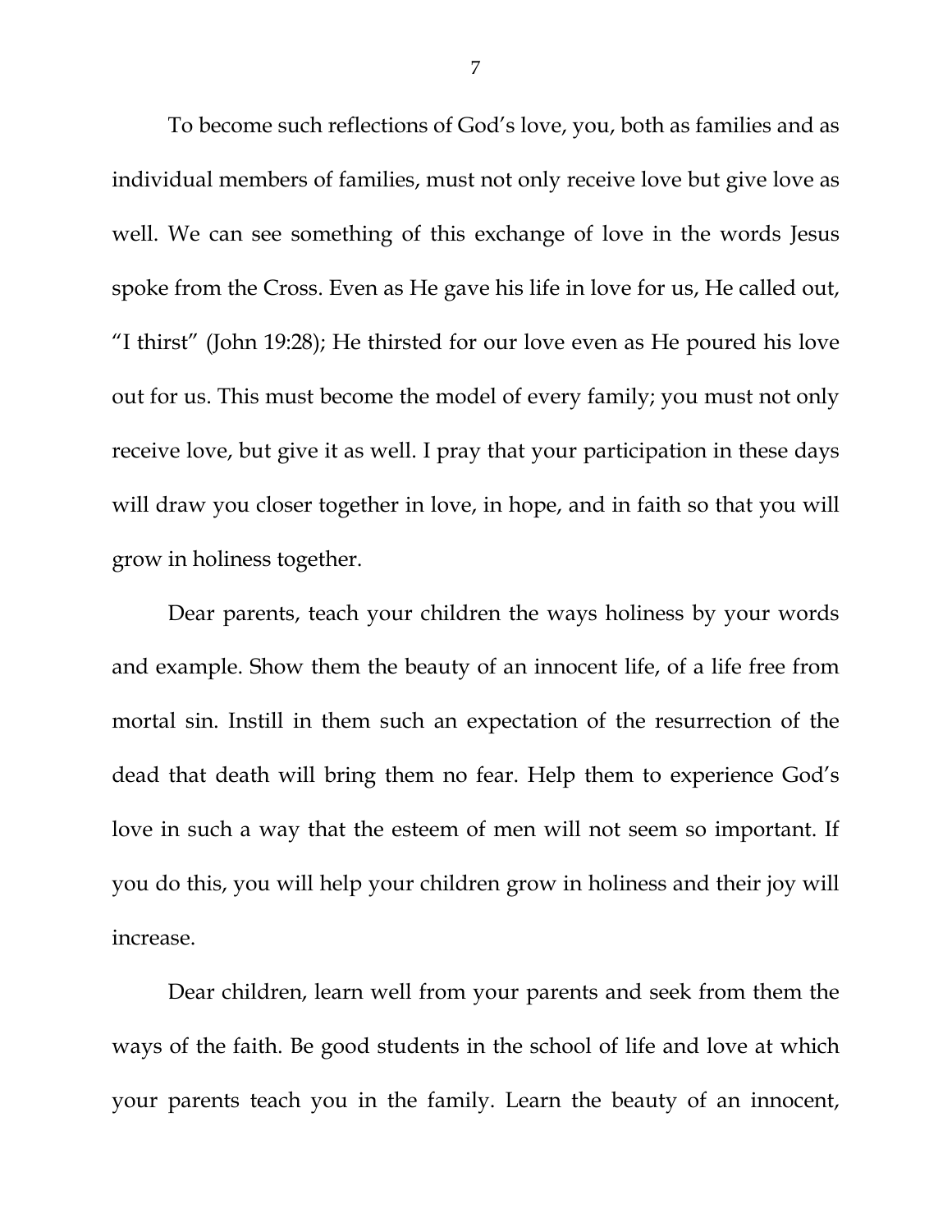To become such reflections of God's love, you, both as families and as individual members of families, must not only receive love but give love as well. We can see something of this exchange of love in the words Jesus spoke from the Cross. Even as He gave his life in love for us, He called out, "I thirst" (John 19:28); He thirsted for our love even as He poured his love out for us. This must become the model of every family; you must not only receive love, but give it as well. I pray that your participation in these days will draw you closer together in love, in hope, and in faith so that you will grow in holiness together.

Dear parents, teach your children the ways holiness by your words and example. Show them the beauty of an innocent life, of a life free from mortal sin. Instill in them such an expectation of the resurrection of the dead that death will bring them no fear. Help them to experience God's love in such a way that the esteem of men will not seem so important. If you do this, you will help your children grow in holiness and their joy will increase.

Dear children, learn well from your parents and seek from them the ways of the faith. Be good students in the school of life and love at which your parents teach you in the family. Learn the beauty of an innocent,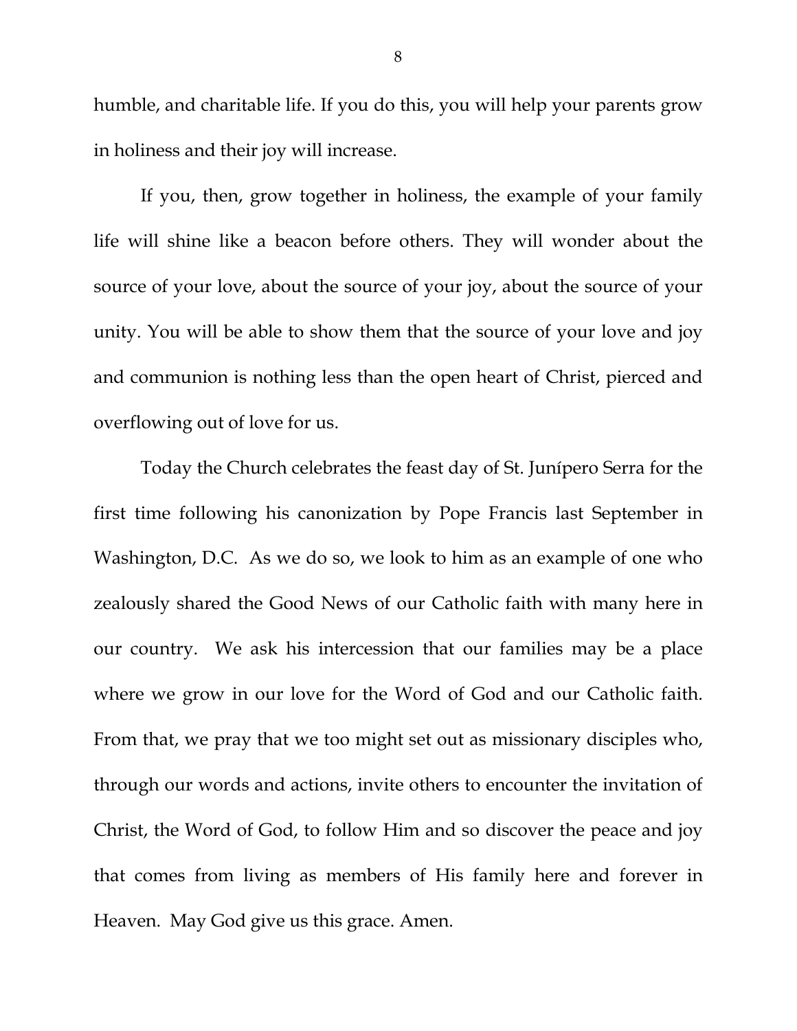humble, and charitable life. If you do this, you will help your parents grow in holiness and their joy will increase.

If you, then, grow together in holiness, the example of your family life will shine like a beacon before others. They will wonder about the source of your love, about the source of your joy, about the source of your unity. You will be able to show them that the source of your love and joy and communion is nothing less than the open heart of Christ, pierced and overflowing out of love for us.

Today the Church celebrates the feast day of St. Junípero Serra for the first time following his canonization by Pope Francis last September in Washington, D.C. As we do so, we look to him as an example of one who zealously shared the Good News of our Catholic faith with many here in our country. We ask his intercession that our families may be a place where we grow in our love for the Word of God and our Catholic faith. From that, we pray that we too might set out as missionary disciples who, through our words and actions, invite others to encounter the invitation of Christ, the Word of God, to follow Him and so discover the peace and joy that comes from living as members of His family here and forever in Heaven. May God give us this grace. Amen.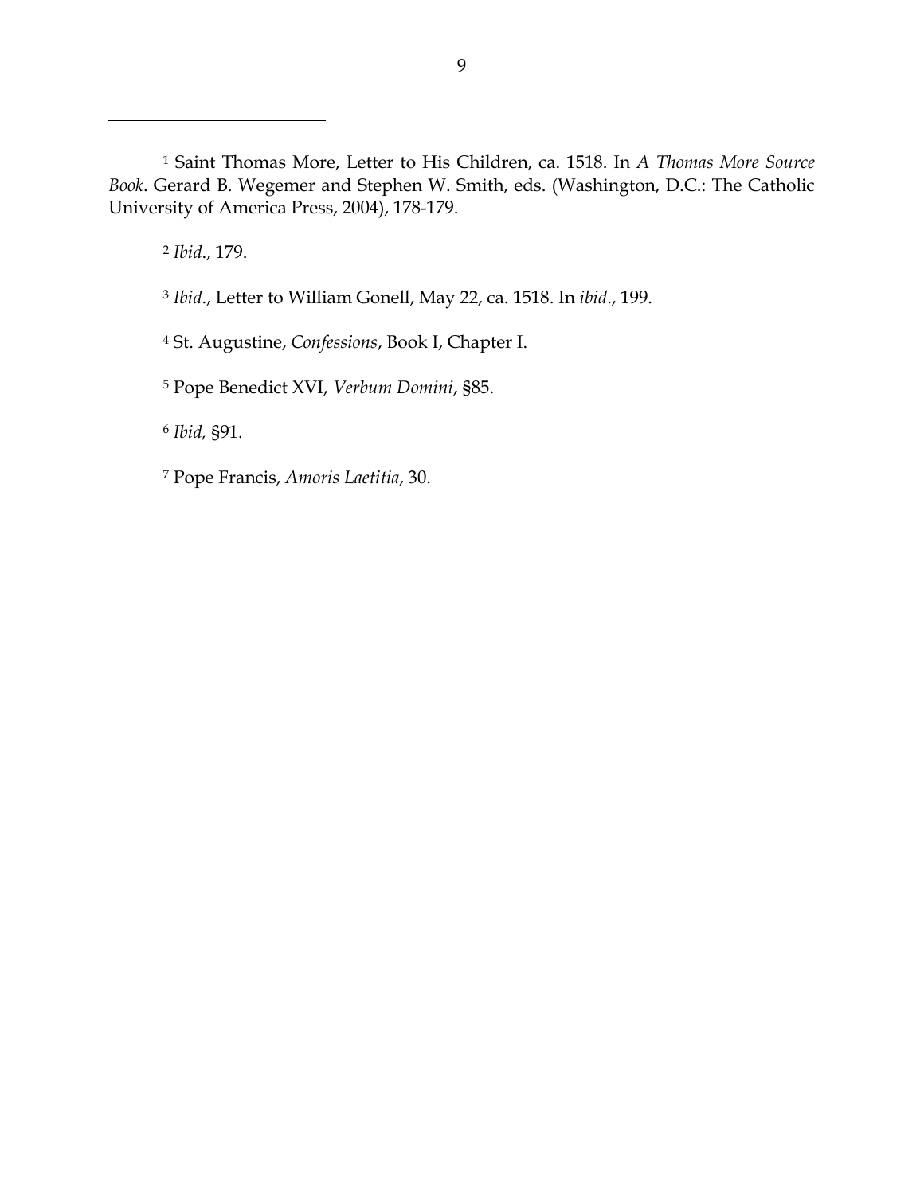[1] Saint Thomas More, Letter to His Children, ca. 1518. In *A Thomas More Source Book*. Gerard B. Wegemer and Stephen W. Smith, eds. (Washington, D.C.: The Catholic University of America Press, 2004), 178-179.

[2] *Ibid*., 179.

[3] *Ibid*., Letter to William Gonell, May 22, ca. 1518. In *ibid*., 199.

[4] St. Augustine, *Confessions*, Book I, Chapter I.

[5] Pope Benedict XVI, *Verbum Domini*, §85.

[6] *Ibid,* §91.

[7] Pope Francis, *Amoris Laetitia*, 30.